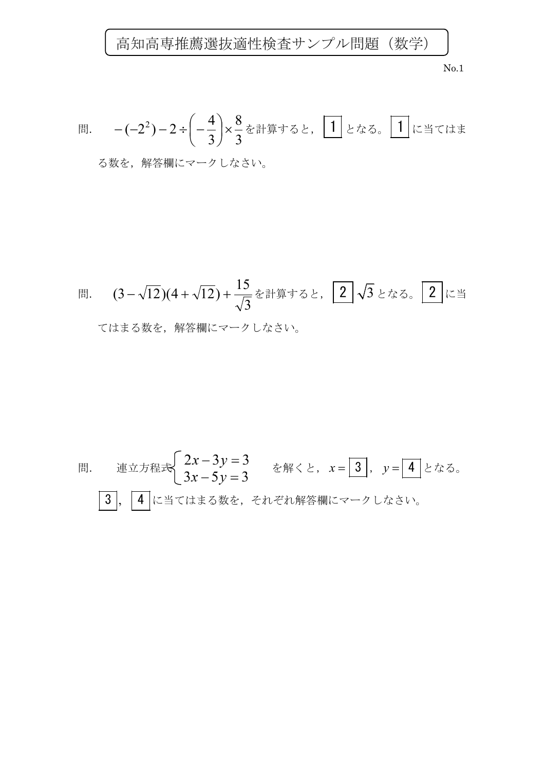# 高知高専推薦選抜適性検査サンプル問題（数学）

問.　$-(-2^2)-2\div\left(-\dfrac{4}{3}\right)\times\dfrac{8}{3}$ を計算すると，$\boxed{1}$ となる。$\boxed{1}$ に当てはまる数を，解答欄にマークしなさい。

問.　$(3-\sqrt{12})(4+\sqrt{12})+\dfrac{15}{\sqrt{3}}$ を計算すると，$\boxed{2}\sqrt{3}$ となる。$\boxed{2}$ に当てはまる数を，解答欄にマークしなさい。

問.　連立方程式 $\begin{cases} 2x-3y=3 \\ 3x-5y=3 \end{cases}$ を解くと，$x=\boxed{3}$，$y=\boxed{4}$ となる。$\boxed{3}$，$\boxed{4}$ に当てはまる数を，それぞれ解答欄にマークしなさい。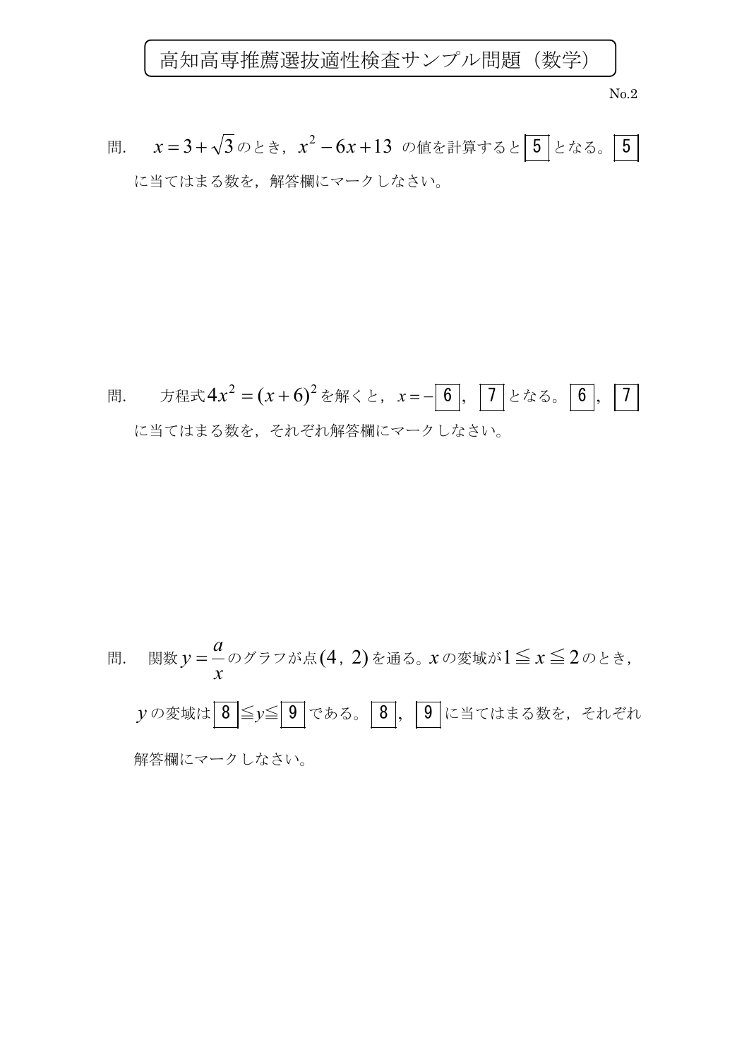高知高専推薦選抜適性検査サンプル問題（数学）

No.2

問.　$x = 3 + \sqrt{3}$ のとき，$x^2 - 6x + 13$ の値を計算すると $\boxed{5}$ となる。$\boxed{5}$ に当てはまる数を，解答欄にマークしなさい。

問.　方程式 $4x^2 = (x+6)^2$ を解くと，$x = -\boxed{6}$，$\boxed{7}$ となる。$\boxed{6}$，$\boxed{7}$ に当てはまる数を，それぞれ解答欄にマークしなさい。

問.　関数 $y = \dfrac{a}{x}$ のグラフが点 $(4,\ 2)$ を通る。$x$ の変域が $1 \leqq x \leqq 2$ のとき，$y$ の変域は $\boxed{8} \leqq y \leqq \boxed{9}$ である。$\boxed{8}$，$\boxed{9}$ に当てはまる数を，それぞれ解答欄にマークしなさい。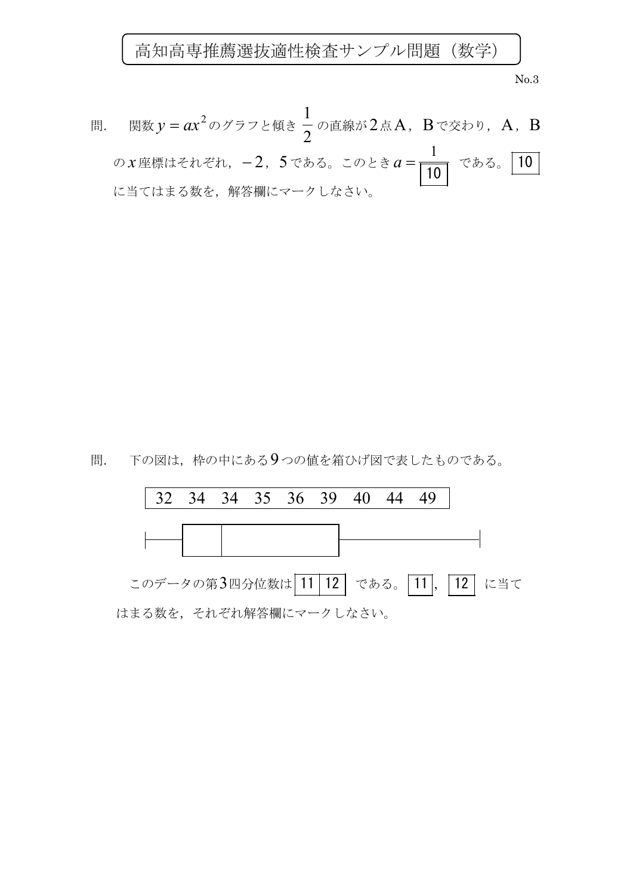# 高知高専推薦選抜適性検査サンプル問題（数学）

問.　関数 $y = ax^2$ のグラフと傾き $\dfrac{1}{2}$ の直線が2点A，Bで交わり，A，Bの $x$ 座標はそれぞれ，$-2$，$5$ である。このとき $a = \dfrac{1}{\boxed{10}}$ である。$\boxed{10}$ に当てはまる数を，解答欄にマークしなさい。

問.　下の図は，枠の中にある9つの値を箱ひげ図で表したものである。

| 32 | 34 | 34 | 35 | 36 | 39 | 40 | 44 | 49 |
|---|---|---|---|---|---|---|---|---|

このデータの第3四分位数は $\boxed{11}\boxed{12}$ である。$\boxed{11}$，$\boxed{12}$ に当てはまる数を，それぞれ解答欄にマークしなさい。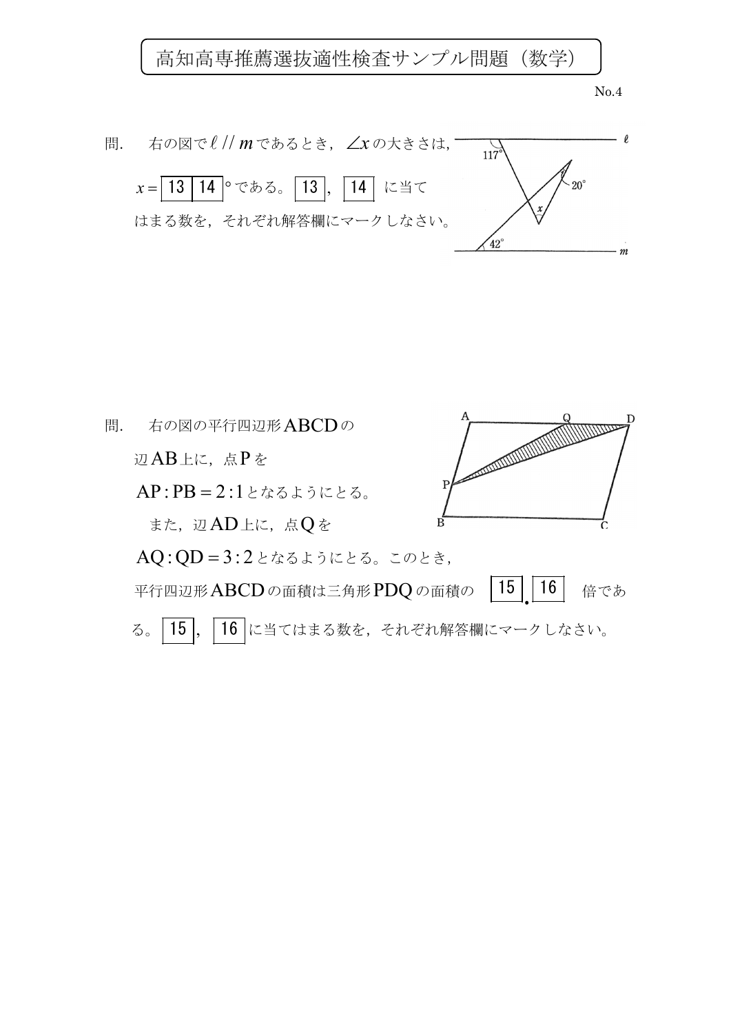# 高知高専推薦選抜適性検査サンプル問題（数学）

No.4

問.　右の図で$\ell \,/\!/\, m$であるとき，$\angle x$の大きさは，

$x =$ 13 14 °である。13，14 に当てはまる数を，それぞれ解答欄にマークしなさい。

117°

20°

$x$

42°

$\ell$

$m$

問.　右の図の平行四辺形ABCDの辺AB上に，点Pを$AP:PB = 2:1$となるようにとる。

　また，辺AD上に，点Qを$AQ:QD = 3:2$となるようにとる。このとき，平行四辺形ABCDの面積は三角形PDQの面積の 15 . 16 倍である。15，16 に当てはまる数を，それぞれ解答欄にマークしなさい。

A　Q　D

P

B　C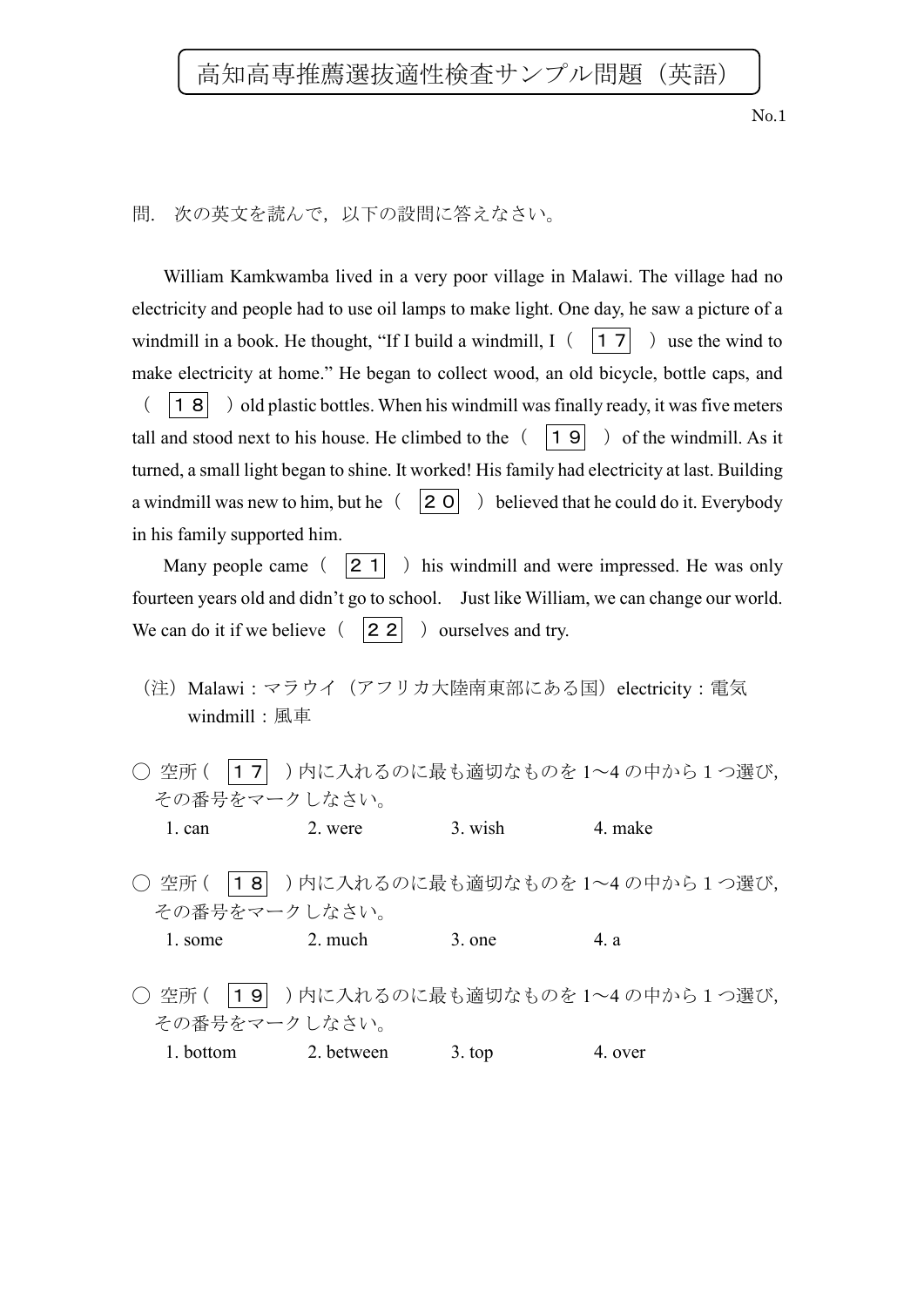# 高知高専推薦選抜適性検査サンプル問題（英語）

No.1

問.　次の英文を読んで，以下の設問に答えなさい。

William Kamkwamba lived in a very poor village in Malawi. The village had no electricity and people had to use oil lamps to make light. One day, he saw a picture of a windmill in a book. He thought, “If I build a windmill, I（ １７ ）use the wind to make electricity at home.” He began to collect wood, an old bicycle, bottle caps, and（ １８ ）old plastic bottles. When his windmill was finally ready, it was five meters tall and stood next to his house. He climbed to the（ １９ ）of the windmill. As it turned, a small light began to shine. It worked! His family had electricity at last. Building a windmill was new to him, but he（ ２０ ）believed that he could do it. Everybody in his family supported him.

Many people came（ ２１ ）his windmill and were impressed. He was only fourteen years old and didn’t go to school.　Just like William, we can change our world. We can do it if we believe（ ２２ ）ourselves and try.

（注）Malawi：マラウイ（アフリカ大陸南東部にある国）electricity：電気
windmill：風車

○ 空所（ １７ ）内に入れるのに最も適切なものを 1～4 の中から 1 つ選び，その番号をマークしなさい。

1. can　　2. were　　3. wish　　4. make

○ 空所（ １８ ）内に入れるのに最も適切なものを 1～4 の中から 1 つ選び，その番号をマークしなさい。

1. some　　2. much　　3. one　　4. a

○ 空所（ １９ ）内に入れるのに最も適切なものを 1～4 の中から 1 つ選び，その番号をマークしなさい。

1. bottom　　2. between　　3. top　　4. over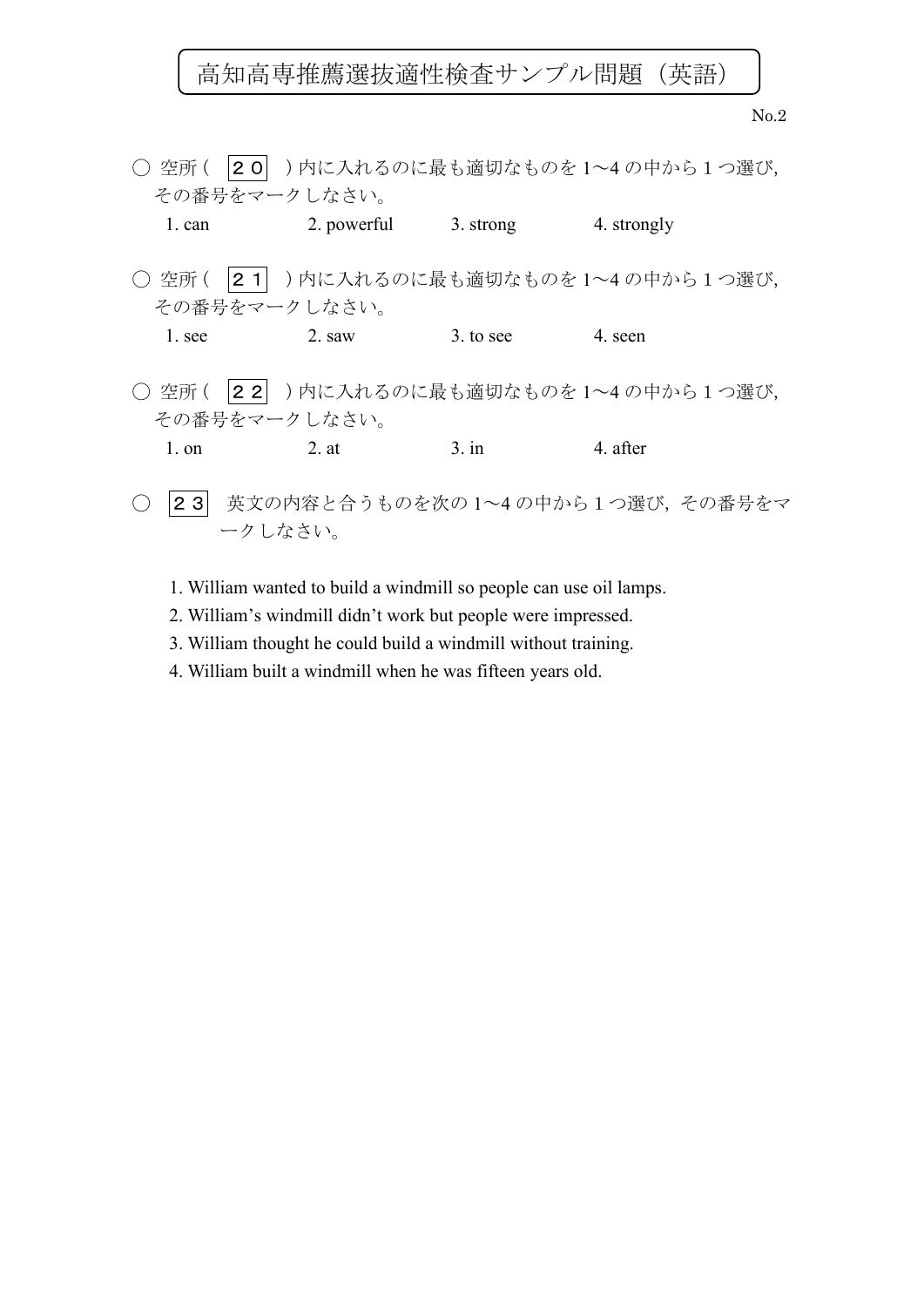# 高知高専推薦選抜適性検査サンプル問題（英語）

No.2

○ 空所（ 20 ）内に入れるのに最も適切なものを 1～4 の中から 1 つ選び，その番号をマークしなさい。

1. can　　2. powerful　　3. strong　　4. strongly

○ 空所（ 21 ）内に入れるのに最も適切なものを 1～4 の中から 1 つ選び，その番号をマークしなさい。

1. see　　2. saw　　3. to see　　4. seen

○ 空所（ 22 ）内に入れるのに最も適切なものを 1～4 の中から 1 つ選び，その番号をマークしなさい。

1. on　　2. at　　3. in　　4. after

○ 23 英文の内容と合うものを次の 1～4 の中から 1 つ選び，その番号をマークしなさい。

1. William wanted to build a windmill so people can use oil lamps.
2. William's windmill didn't work but people were impressed.
3. William thought he could build a windmill without training.
4. William built a windmill when he was fifteen years old.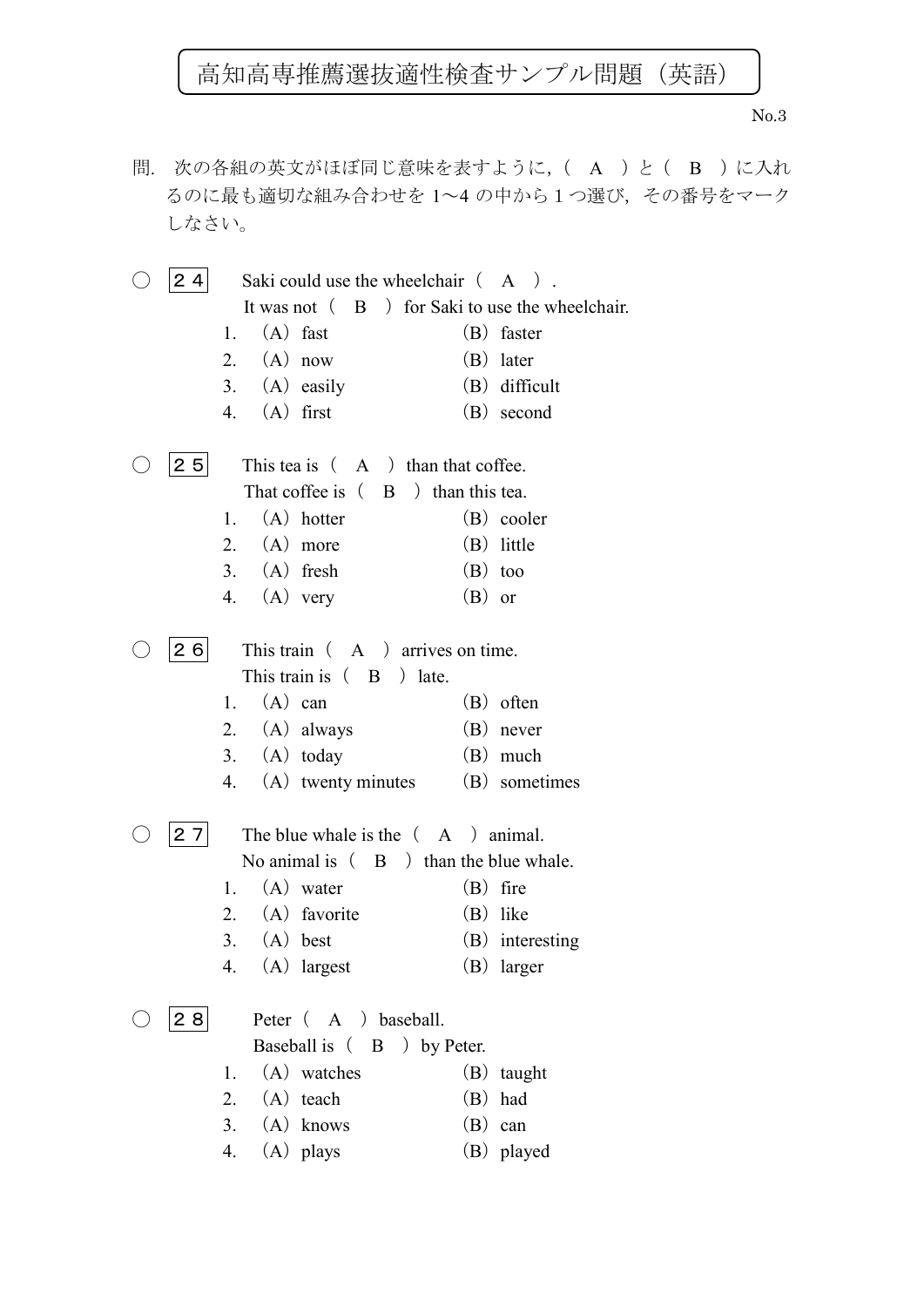# 高知高専推薦選抜適性検査サンプル問題（英語）

No.3

問．次の各組の英文がほぼ同じ意味を表すように，（　A　）と（　B　）に入れるのに最も適切な組み合わせを 1～4 の中から 1 つ選び，その番号をマークしなさい。

○ ２４　Saki could use the wheelchair （　A　）.
It was not （　B　） for Saki to use the wheelchair.

1. （A） fast　　（B） faster
2. （A） now　　（B） later
3. （A） easily　　（B） difficult
4. （A） first　　（B） second

○ ２５　This tea is （　A　） than that coffee.
That coffee is （　B　） than this tea.

1. （A） hotter　　（B） cooler
2. （A） more　　（B） little
3. （A） fresh　　（B） too
4. （A） very　　（B） or

○ ２６　This train （　A　） arrives on time.
This train is （　B　） late.

1. （A） can　　（B） often
2. （A） always　　（B） never
3. （A） today　　（B） much
4. （A） twenty minutes　　（B） sometimes

○ ２７　The blue whale is the （　A　） animal.
No animal is （　B　） than the blue whale.

1. （A） water　　（B） fire
2. （A） favorite　　（B） like
3. （A） best　　（B） interesting
4. （A） largest　　（B） larger

○ ２８　Peter （　A　） baseball.
Baseball is （　B　） by Peter.

1. （A） watches　　（B） taught
2. （A） teach　　（B） had
3. （A） knows　　（B） can
4. （A） plays　　（B） played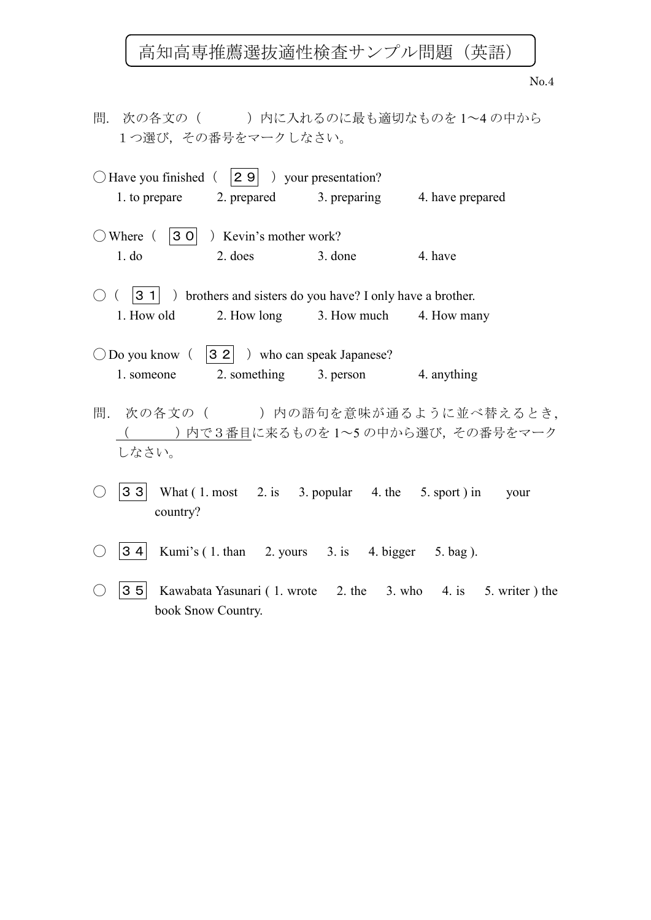# 高知高専推薦選抜適性検査サンプル問題（英語）

No.4

問．次の各文の（　　　）内に入れるのに最も適切なものを 1〜4 の中から 1 つ選び，その番号をマークしなさい。

○Have you finished（ ２９ ）your presentation?

1. to prepare　　2. prepared　　3. preparing　　4. have prepared

○Where（ ３０ ）Kevin's mother work?

1. do　　2. does　　3. done　　4. have

○（ ３１ ）brothers and sisters do you have? I only have a brother.

1. How old　　2. How long　　3. How much　　4. How many

○Do you know（ ３２ ）who can speak Japanese?

1. someone　　2. something　　3. person　　4. anything

問．次の各文の（　　　）内の語句を意味が通るように並べ替えるとき，<u>（　　　）内で３番目</u>に来るものを 1〜5 の中から選び，その番号をマークしなさい。

○ ３３ What ( 1. most　2. is　3. popular　4. the　5. sport ) in your country?

○ ３４ Kumi's ( 1. than　2. yours　3. is　4. bigger　5. bag ).

○ ３５ Kawabata Yasunari ( 1. wrote　2. the　3. who　4. is　5. writer ) the book Snow Country.